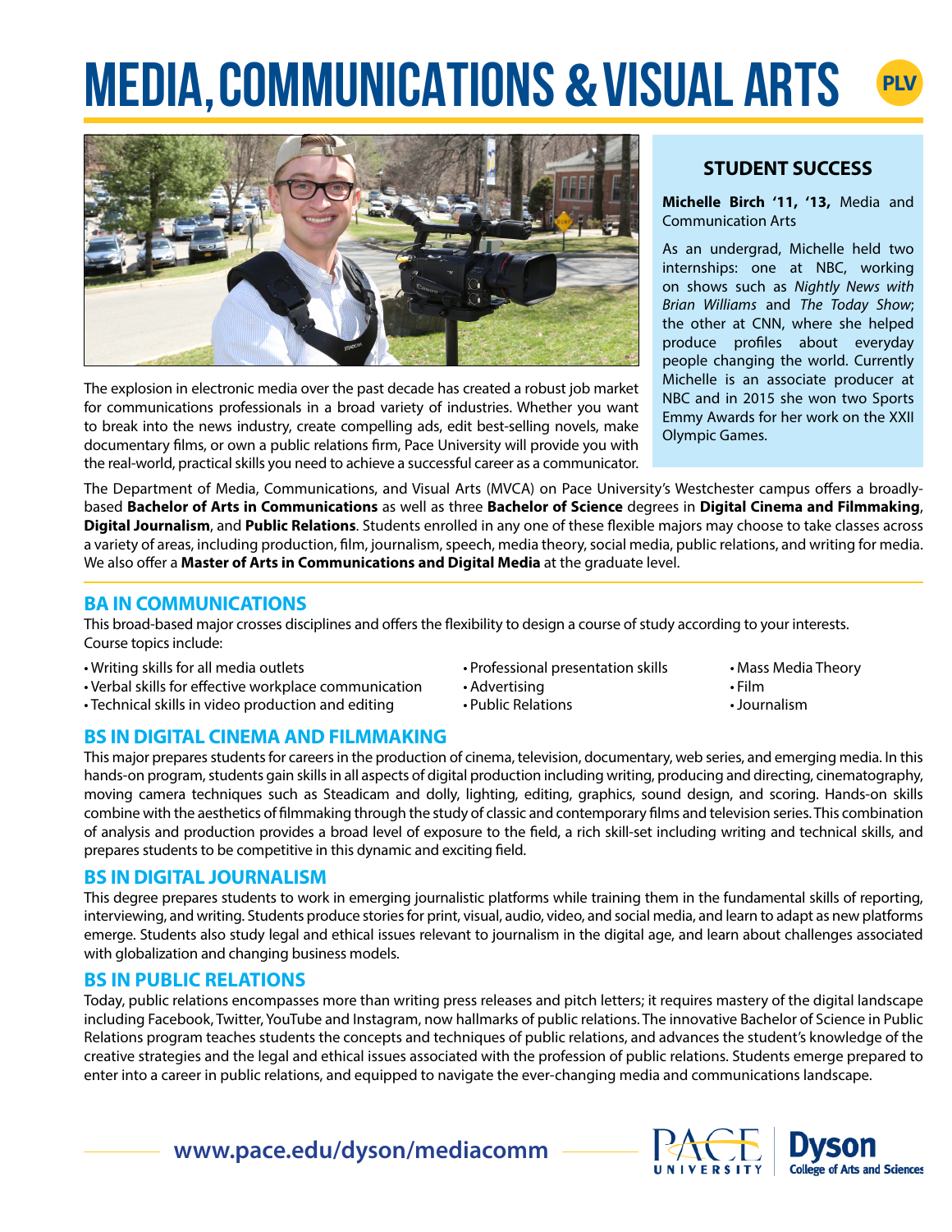# MEDIA, COMMUNICATIONS & VISUAL ARTS

PLV

The explosion in electronic media over the past decade has created a robust job market for communications professionals in a broad variety of industries. Whether you want to break into the news industry, create compelling ads, edit best-selling novels, make documentary films, or own a public relations firm, Pace University will provide you with the real-world, practical skills you need to achieve a successful career as a communicator.

## STUDENT SUCCESS

**Michelle Birch '11, '13,** Media and Communication Arts

As an undergrad, Michelle held two internships: one at NBC, working on shows such as *Nightly News with Brian Williams* and *The Today Show*; the other at CNN, where she helped produce profiles about everyday people changing the world. Currently Michelle is an associate producer at NBC and in 2015 she won two Sports Emmy Awards for her work on the XXII Olympic Games.

The Department of Media, Communications, and Visual Arts (MVCA) on Pace University's Westchester campus offers a broadly-based **Bachelor of Arts in Communications** as well as three **Bachelor of Science** degrees in **Digital Cinema and Filmmaking**, **Digital Journalism**, and **Public Relations**. Students enrolled in any one of these flexible majors may choose to take classes across a variety of areas, including production, film, journalism, speech, media theory, social media, public relations, and writing for media. We also offer a **Master of Arts in Communications and Digital Media** at the graduate level.

## BA IN COMMUNICATIONS

This broad-based major crosses disciplines and offers the flexibility to design a course of study according to your interests. Course topics include:

- Writing skills for all media outlets
- Verbal skills for effective workplace communication
- Technical skills in video production and editing
- Professional presentation skills
- Advertising
- Public Relations
- Mass Media Theory
- Film
- Journalism

## BS IN DIGITAL CINEMA AND FILMMAKING

This major prepares students for careers in the production of cinema, television, documentary, web series, and emerging media. In this hands-on program, students gain skills in all aspects of digital production including writing, producing and directing, cinematography, moving camera techniques such as Steadicam and dolly, lighting, editing, graphics, sound design, and scoring. Hands-on skills combine with the aesthetics of filmmaking through the study of classic and contemporary films and television series. This combination of analysis and production provides a broad level of exposure to the field, a rich skill-set including writing and technical skills, and prepares students to be competitive in this dynamic and exciting field.

## BS IN DIGITAL JOURNALISM

This degree prepares students to work in emerging journalistic platforms while training them in the fundamental skills of reporting, interviewing, and writing. Students produce stories for print, visual, audio, video, and social media, and learn to adapt as new platforms emerge. Students also study legal and ethical issues relevant to journalism in the digital age, and learn about challenges associated with globalization and changing business models.

## BS IN PUBLIC RELATIONS

Today, public relations encompasses more than writing press releases and pitch letters; it requires mastery of the digital landscape including Facebook, Twitter, YouTube and Instagram, now hallmarks of public relations. The innovative Bachelor of Science in Public Relations program teaches students the concepts and techniques of public relations, and advances the student's knowledge of the creative strategies and the legal and ethical issues associated with the profession of public relations. Students emerge prepared to enter into a career in public relations, and equipped to navigate the ever-changing media and communications landscape.

**www.pace.edu/dyson/mediacomm**

PACE UNIVERSITY | Dyson College of Arts and Sciences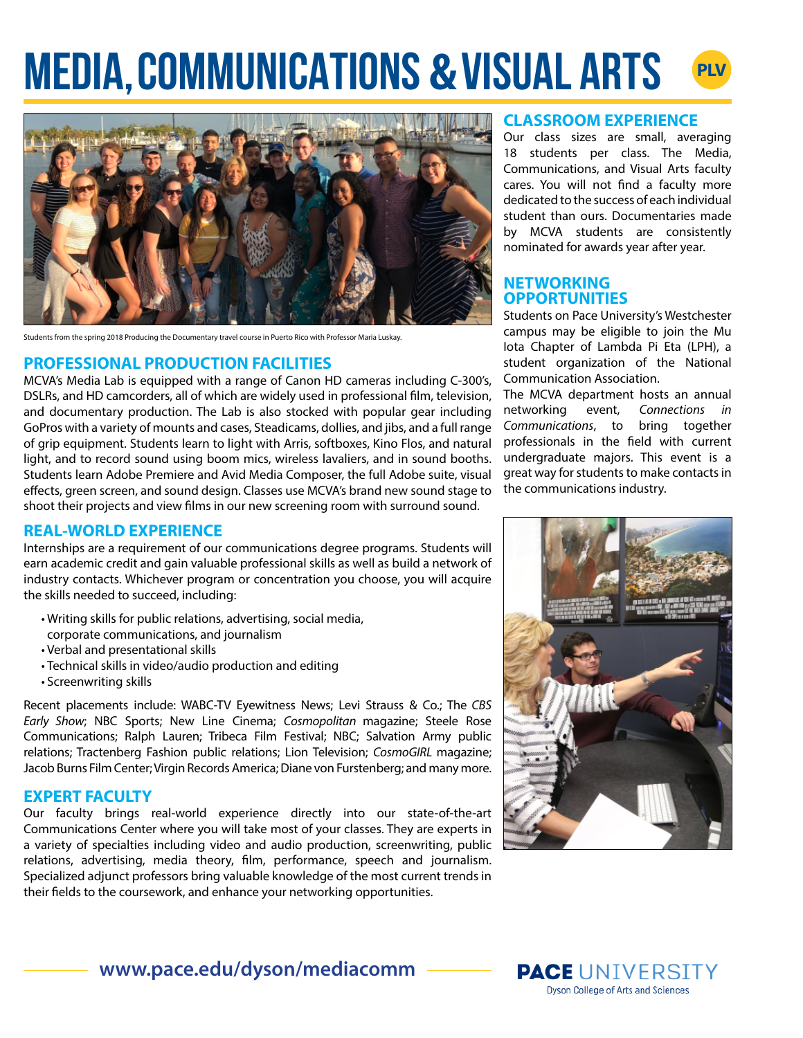# MEDIA, COMMUNICATIONS & VISUAL ARTS

PLV

Students from the spring 2018 Producing the Documentary travel course in Puerto Rico with Professor Maria Luskay.

## PROFESSIONAL PRODUCTION FACILITIES

MCVA's Media Lab is equipped with a range of Canon HD cameras including C-300's, DSLRs, and HD camcorders, all of which are widely used in professional film, television, and documentary production. The Lab is also stocked with popular gear including GoPros with a variety of mounts and cases, Steadicams, dollies, and jibs, and a full range of grip equipment. Students learn to light with Arris, softboxes, Kino Flos, and natural light, and to record sound using boom mics, wireless lavaliers, and in sound booths. Students learn Adobe Premiere and Avid Media Composer, the full Adobe suite, visual effects, green screen, and sound design. Classes use MCVA's brand new sound stage to shoot their projects and view films in our new screening room with surround sound.

## REAL-WORLD EXPERIENCE

Internships are a requirement of our communications degree programs. Students will earn academic credit and gain valuable professional skills as well as build a network of industry contacts. Whichever program or concentration you choose, you will acquire the skills needed to succeed, including:

- Writing skills for public relations, advertising, social media, corporate communications, and journalism
- Verbal and presentational skills
- Technical skills in video/audio production and editing
- Screenwriting skills

Recent placements include: WABC-TV Eyewitness News; Levi Strauss & Co.; The *CBS Early Show*; NBC Sports; New Line Cinema; *Cosmopolitan* magazine; Steele Rose Communications; Ralph Lauren; Tribeca Film Festival; NBC; Salvation Army public relations; Tractenberg Fashion public relations; Lion Television; *CosmoGIRL* magazine; Jacob Burns Film Center; Virgin Records America; Diane von Furstenberg; and many more.

## EXPERT FACULTY

Our faculty brings real-world experience directly into our state-of-the-art Communications Center where you will take most of your classes. They are experts in a variety of specialties including video and audio production, screenwriting, public relations, advertising, media theory, film, performance, speech and journalism. Specialized adjunct professors bring valuable knowledge of the most current trends in their fields to the coursework, and enhance your networking opportunities.

## CLASSROOM EXPERIENCE

Our class sizes are small, averaging 18 students per class. The Media, Communications, and Visual Arts faculty cares. You will not find a faculty more dedicated to the success of each individual student than ours. Documentaries made by MCVA students are consistently nominated for awards year after year.

## NETWORKING OPPORTUNITIES

Students on Pace University's Westchester campus may be eligible to join the Mu Iota Chapter of Lambda Pi Eta (LPH), a student organization of the National Communication Association.

The MCVA department hosts an annual networking event, *Connections in Communications*, to bring together professionals in the field with current undergraduate majors. This event is a great way for students to make contacts in the communications industry.

www.pace.edu/dyson/mediacomm

PACE UNIVERSITY
Dyson College of Arts and Sciences